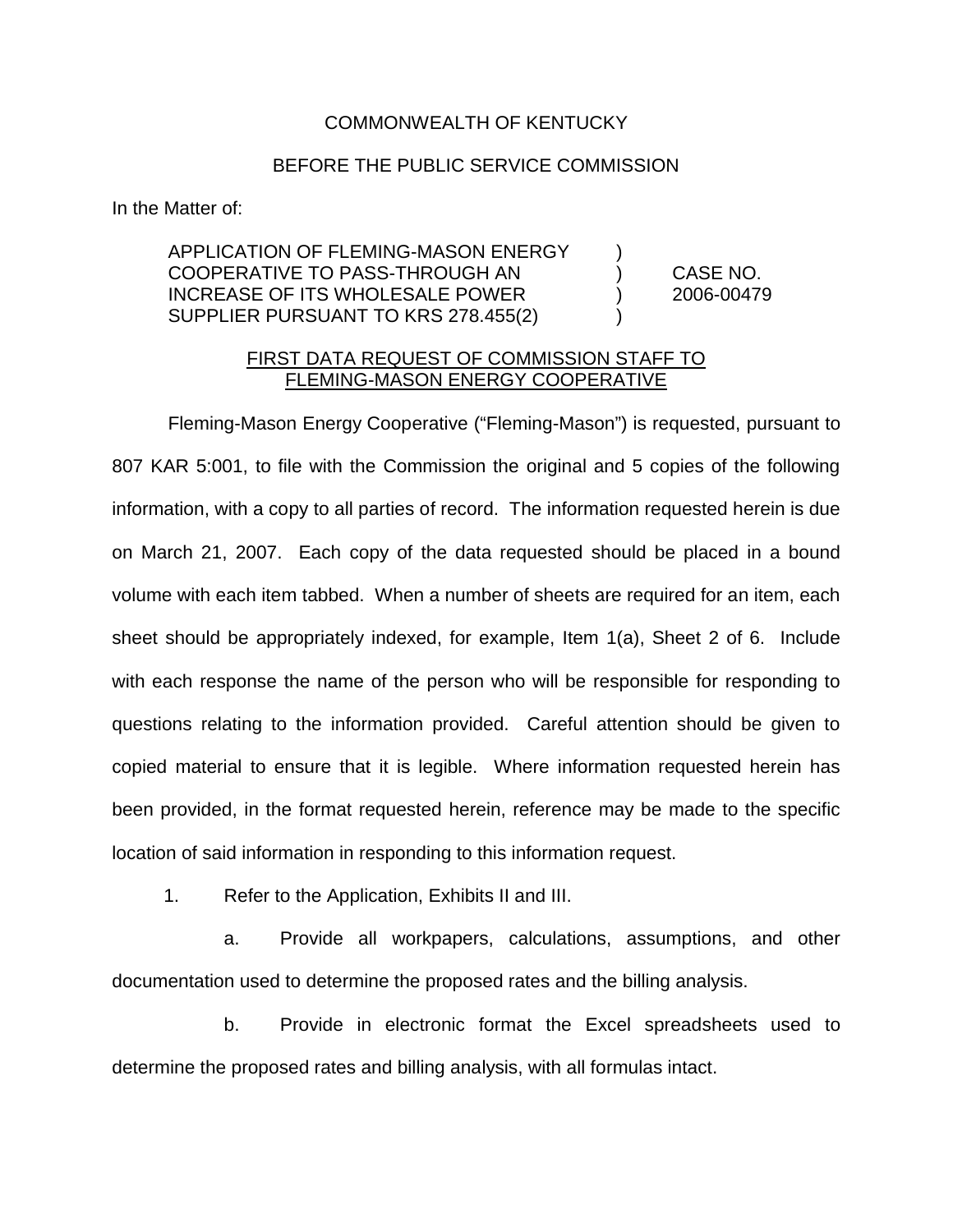COMMONWEALTH OF KENTUCKY

BEFORE THE PUBLIC SERVICE COMMISSION

In the Matter of:

| | | |
|---|---|---|
| APPLICATION OF FLEMING-MASON ENERGY COOPERATIVE TO PASS-THROUGH AN INCREASE OF ITS WHOLESALE POWER SUPPLIER PURSUANT TO KRS 278.455(2) | ) ) ) ) | CASE NO. 2006-00479 |

FIRST DATA REQUEST OF COMMISSION STAFF TO FLEMING-MASON ENERGY COOPERATIVE

Fleming-Mason Energy Cooperative ("Fleming-Mason") is requested, pursuant to 807 KAR 5:001, to file with the Commission the original and 5 copies of the following information, with a copy to all parties of record. The information requested herein is due on March 21, 2007. Each copy of the data requested should be placed in a bound volume with each item tabbed. When a number of sheets are required for an item, each sheet should be appropriately indexed, for example, Item 1(a), Sheet 2 of 6. Include with each response the name of the person who will be responsible for responding to questions relating to the information provided. Careful attention should be given to copied material to ensure that it is legible. Where information requested herein has been provided, in the format requested herein, reference may be made to the specific location of said information in responding to this information request.

1. Refer to the Application, Exhibits II and III.

   a. Provide all workpapers, calculations, assumptions, and other documentation used to determine the proposed rates and the billing analysis.

   b. Provide in electronic format the Excel spreadsheets used to determine the proposed rates and billing analysis, with all formulas intact.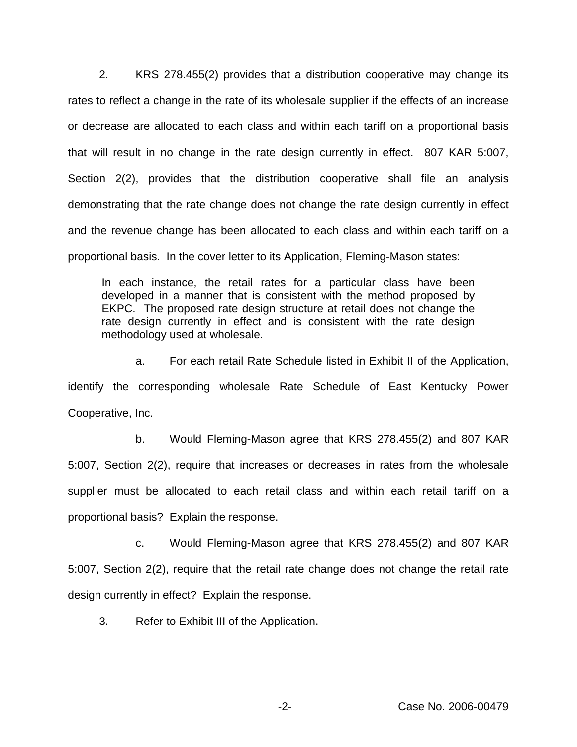2. KRS 278.455(2) provides that a distribution cooperative may change its rates to reflect a change in the rate of its wholesale supplier if the effects of an increase or decrease are allocated to each class and within each tariff on a proportional basis that will result in no change in the rate design currently in effect. 807 KAR 5:007, Section 2(2), provides that the distribution cooperative shall file an analysis demonstrating that the rate change does not change the rate design currently in effect and the revenue change has been allocated to each class and within each tariff on a proportional basis. In the cover letter to its Application, Fleming-Mason states:

> In each instance, the retail rates for a particular class have been developed in a manner that is consistent with the method proposed by EKPC. The proposed rate design structure at retail does not change the rate design currently in effect and is consistent with the rate design methodology used at wholesale.

a. For each retail Rate Schedule listed in Exhibit II of the Application, identify the corresponding wholesale Rate Schedule of East Kentucky Power Cooperative, Inc.

b. Would Fleming-Mason agree that KRS 278.455(2) and 807 KAR 5:007, Section 2(2), require that increases or decreases in rates from the wholesale supplier must be allocated to each retail class and within each retail tariff on a proportional basis? Explain the response.

c. Would Fleming-Mason agree that KRS 278.455(2) and 807 KAR 5:007, Section 2(2), require that the retail rate change does not change the retail rate design currently in effect? Explain the response.

3. Refer to Exhibit III of the Application.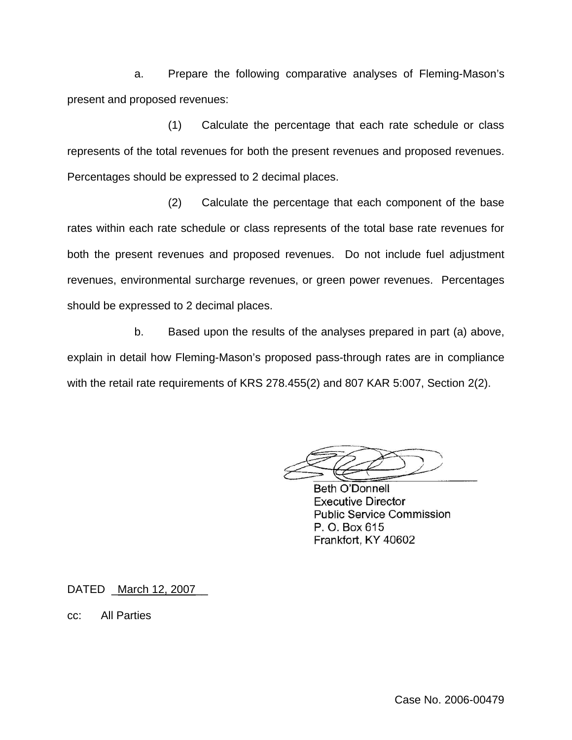a. Prepare the following comparative analyses of Fleming-Mason's present and proposed revenues:

(1) Calculate the percentage that each rate schedule or class represents of the total revenues for both the present revenues and proposed revenues. Percentages should be expressed to 2 decimal places.

(2) Calculate the percentage that each component of the base rates within each rate schedule or class represents of the total base rate revenues for both the present revenues and proposed revenues. Do not include fuel adjustment revenues, environmental surcharge revenues, or green power revenues. Percentages should be expressed to 2 decimal places.

b. Based upon the results of the analyses prepared in part (a) above, explain in detail how Fleming-Mason's proposed pass-through rates are in compliance with the retail rate requirements of KRS 278.455(2) and 807 KAR 5:007, Section 2(2).

Beth O'Donnell
Executive Director
Public Service Commission
P. O. Box 615
Frankfort, KY 40602

DATED March 12, 2007

cc: All Parties

Case No. 2006-00479